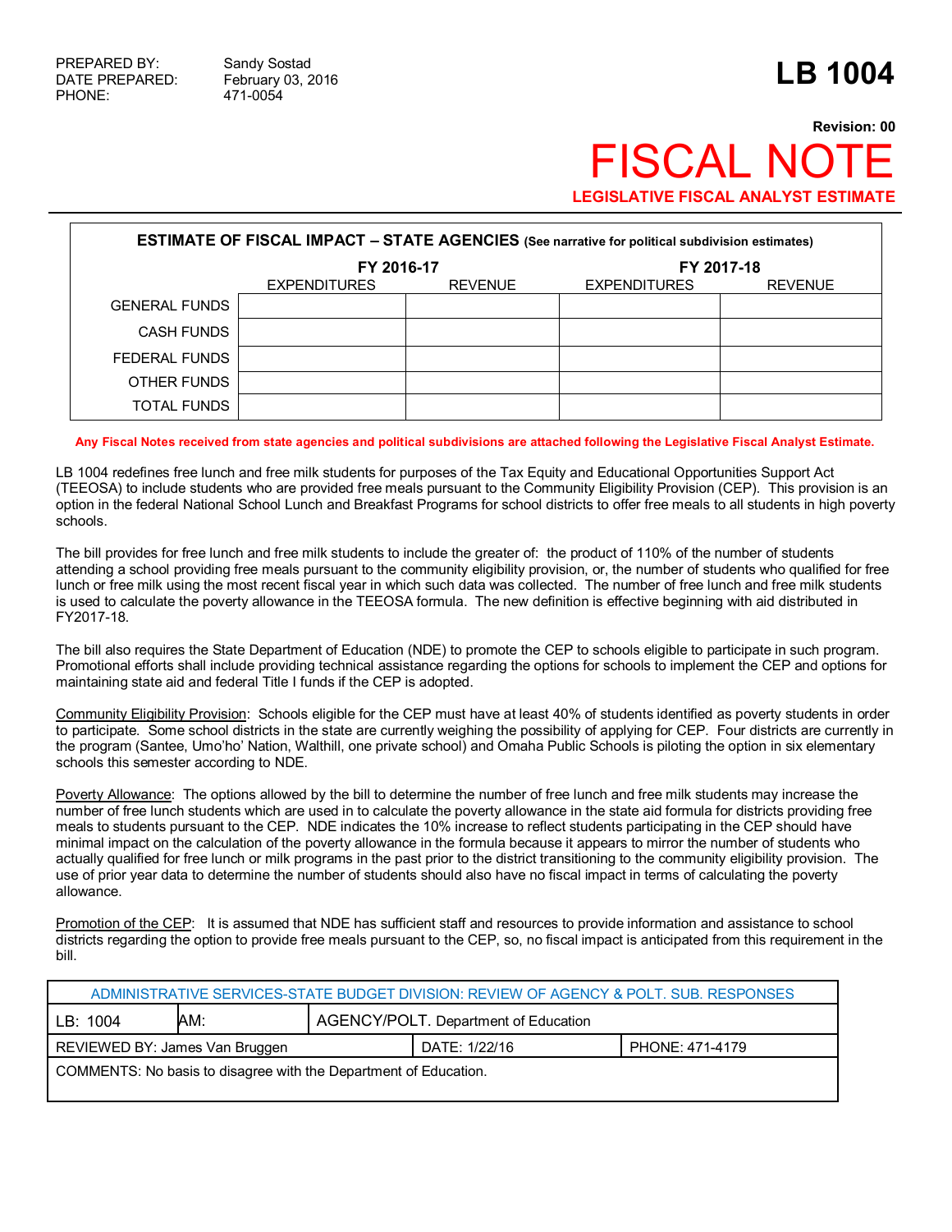PREPARED BY: Sandy Sostad
DATE PREPARED: February 03, 2016
PHONE: 471-0054

# LB 1004

**Revision: 00**

# FISCAL NOTE

**LEGISLATIVE FISCAL ANALYST ESTIMATE**

| **ESTIMATE OF FISCAL IMPACT – STATE AGENCIES** (See narrative for political subdivision estimates) | | | | |
|---|---|---|---|---|
| | **FY 2016-17** | | **FY 2017-18** | |
| | EXPENDITURES | REVENUE | EXPENDITURES | REVENUE |
| GENERAL FUNDS | | | | |
| CASH FUNDS | | | | |
| FEDERAL FUNDS | | | | |
| OTHER FUNDS | | | | |
| TOTAL FUNDS | | | | |

**Any Fiscal Notes received from state agencies and political subdivisions are attached following the Legislative Fiscal Analyst Estimate.**

LB 1004 redefines free lunch and free milk students for purposes of the Tax Equity and Educational Opportunities Support Act (TEEOSA) to include students who are provided free meals pursuant to the Community Eligibility Provision (CEP). This provision is an option in the federal National School Lunch and Breakfast Programs for school districts to offer free meals to all students in high poverty schools.

The bill provides for free lunch and free milk students to include the greater of: the product of 110% of the number of students attending a school providing free meals pursuant to the community eligibility provision, or, the number of students who qualified for free lunch or free milk using the most recent fiscal year in which such data was collected. The number of free lunch and free milk students is used to calculate the poverty allowance in the TEEOSA formula. The new definition is effective beginning with aid distributed in FY2017-18.

The bill also requires the State Department of Education (NDE) to promote the CEP to schools eligible to participate in such program. Promotional efforts shall include providing technical assistance regarding the options for schools to implement the CEP and options for maintaining state aid and federal Title I funds if the CEP is adopted.

Community Eligibility Provision: Schools eligible for the CEP must have at least 40% of students identified as poverty students in order to participate. Some school districts in the state are currently weighing the possibility of applying for CEP. Four districts are currently in the program (Santee, Umo'ho' Nation, Walthill, one private school) and Omaha Public Schools is piloting the option in six elementary schools this semester according to NDE.

Poverty Allowance: The options allowed by the bill to determine the number of free lunch and free milk students may increase the number of free lunch students which are used in to calculate the poverty allowance in the state aid formula for districts providing free meals to students pursuant to the CEP. NDE indicates the 10% increase to reflect students participating in the CEP should have minimal impact on the calculation of the poverty allowance in the formula because it appears to mirror the number of students who actually qualified for free lunch or milk programs in the past prior to the district transitioning to the community eligibility provision. The use of prior year data to determine the number of students should also have no fiscal impact in terms of calculating the poverty allowance.

Promotion of the CEP: It is assumed that NDE has sufficient staff and resources to provide information and assistance to school districts regarding the option to provide free meals pursuant to the CEP, so, no fiscal impact is anticipated from this requirement in the bill.

| ADMINISTRATIVE SERVICES-STATE BUDGET DIVISION: REVIEW OF AGENCY & POLT. SUB. RESPONSES | | | | |
|---|---|---|---|---|
| LB: 1004 | AM: | AGENCY/POLT. Department of Education | | |
| REVIEWED BY: James Van Bruggen | | | DATE: 1/22/16 | PHONE: 471-4179 |
| COMMENTS: No basis to disagree with the Department of Education. | | | | |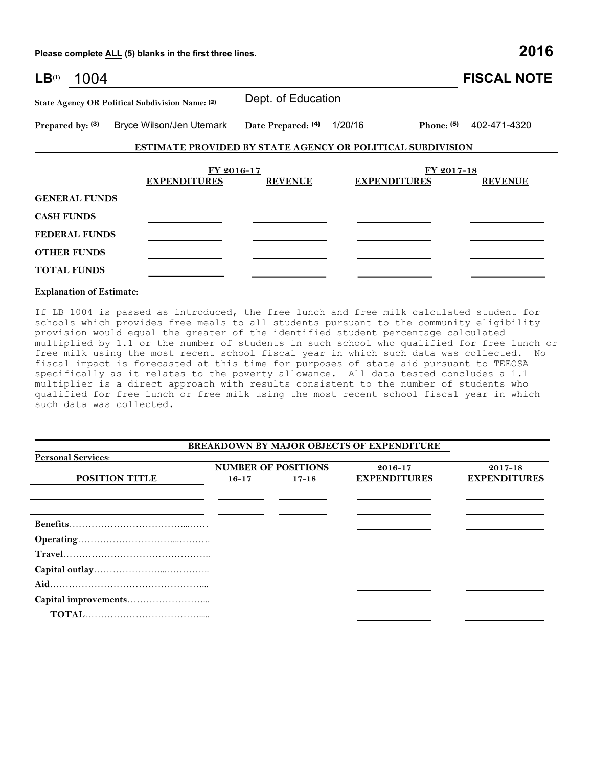Please complete ALL (5) blanks in the first three lines.

**2016**

# LB[1] 1004 FISCAL NOTE

**State Agency OR Political Subdivision Name: (2)** Dept. of Education

**Prepared by: (3)** Bryce Wilson/Jen Utemark **Date Prepared: (4)** 1/20/16 **Phone: (5)** 402-471-4320

## ESTIMATE PROVIDED BY STATE AGENCY OR POLITICAL SUBDIVISION

| | FY 2016-17 | | FY 2017-18 | |
|---|---|---|---|---|
| | **EXPENDITURES** | **REVENUE** | **EXPENDITURES** | **REVENUE** |
| **GENERAL FUNDS** | | | | |
| **CASH FUNDS** | | | | |
| **FEDERAL FUNDS** | | | | |
| **OTHER FUNDS** | | | | |
| **TOTAL FUNDS** | | | | |

**Explanation of Estimate:**

If LB 1004 is passed as introduced, the free lunch and free milk calculated student for schools which provides free meals to all students pursuant to the community eligibility provision would equal the greater of the identified student percentage calculated multiplied by 1.1 or the number of students in such school who qualified for free lunch or free milk using the most recent school fiscal year in which such data was collected. No fiscal impact is forecasted at this time for purposes of state aid pursuant to TEEOSA specifically as it relates to the poverty allowance. All data tested concludes a 1.1 multiplier is a direct approach with results consistent to the number of students who qualified for free lunch or free milk using the most recent school fiscal year in which such data was collected.

## BREAKDOWN BY MAJOR OBJECTS OF EXPENDITURE

**Personal Services:**

| POSITION TITLE | NUMBER OF POSITIONS 16-17 | NUMBER OF POSITIONS 17-18 | 2016-17 EXPENDITURES | 2017-18 EXPENDITURES |
|---|---|---|---|---|
| | | | | |
| | | | | |
| **Benefits** | | | | |
| **Operating** | | | | |
| **Travel** | | | | |
| **Capital outlay** | | | | |
| **Aid** | | | | |
| **Capital improvements** | | | | |
| **TOTAL** | | | | |